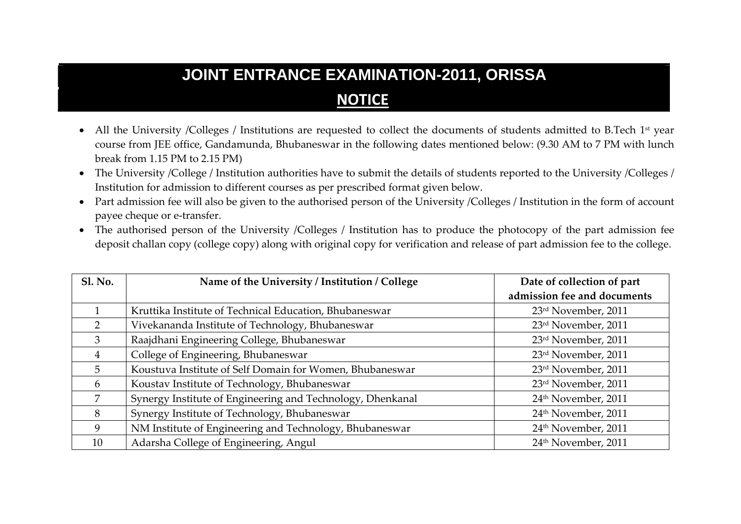# JOINT ENTRANCE EXAMINATION-2011, ORISSA

## NOTICE

- All the University /Colleges / Institutions are requested to collect the documents of students admitted to B.Tech 1st year course from JEE office, Gandamunda, Bhubaneswar in the following dates mentioned below: (9.30 AM to 7 PM with lunch break from 1.15 PM to 2.15 PM)
- The University /College / Institution authorities have to submit the details of students reported to the University /Colleges / Institution for admission to different courses as per prescribed format given below.
- Part admission fee will also be given to the authorised person of the University /Colleges / Institution in the form of account payee cheque or e-transfer.
- The authorised person of the University /Colleges / Institution has to produce the photocopy of the part admission fee deposit challan copy (college copy) along with original copy for verification and release of part admission fee to the college.

| Sl. No. | Name of the University / Institution / College | Date of collection of part admission fee and documents |
|---|---|---|
| 1 | Kruttika Institute of Technical Education, Bhubaneswar | 23rd November, 2011 |
| 2 | Vivekananda Institute of Technology, Bhubaneswar | 23rd November, 2011 |
| 3 | Raajdhani Engineering College, Bhubaneswar | 23rd November, 2011 |
| 4 | College of Engineering, Bhubaneswar | 23rd November, 2011 |
| 5 | Koustuva Institute of Self Domain for Women, Bhubaneswar | 23rd November, 2011 |
| 6 | Koustav Institute of Technology, Bhubaneswar | 23rd November, 2011 |
| 7 | Synergy Institute of Engineering and Technology, Dhenkanal | 24th November, 2011 |
| 8 | Synergy Institute of Technology, Bhubaneswar | 24th November, 2011 |
| 9 | NM Institute of Engineering and Technology, Bhubaneswar | 24th November, 2011 |
| 10 | Adarsha College of Engineering, Angul | 24th November, 2011 |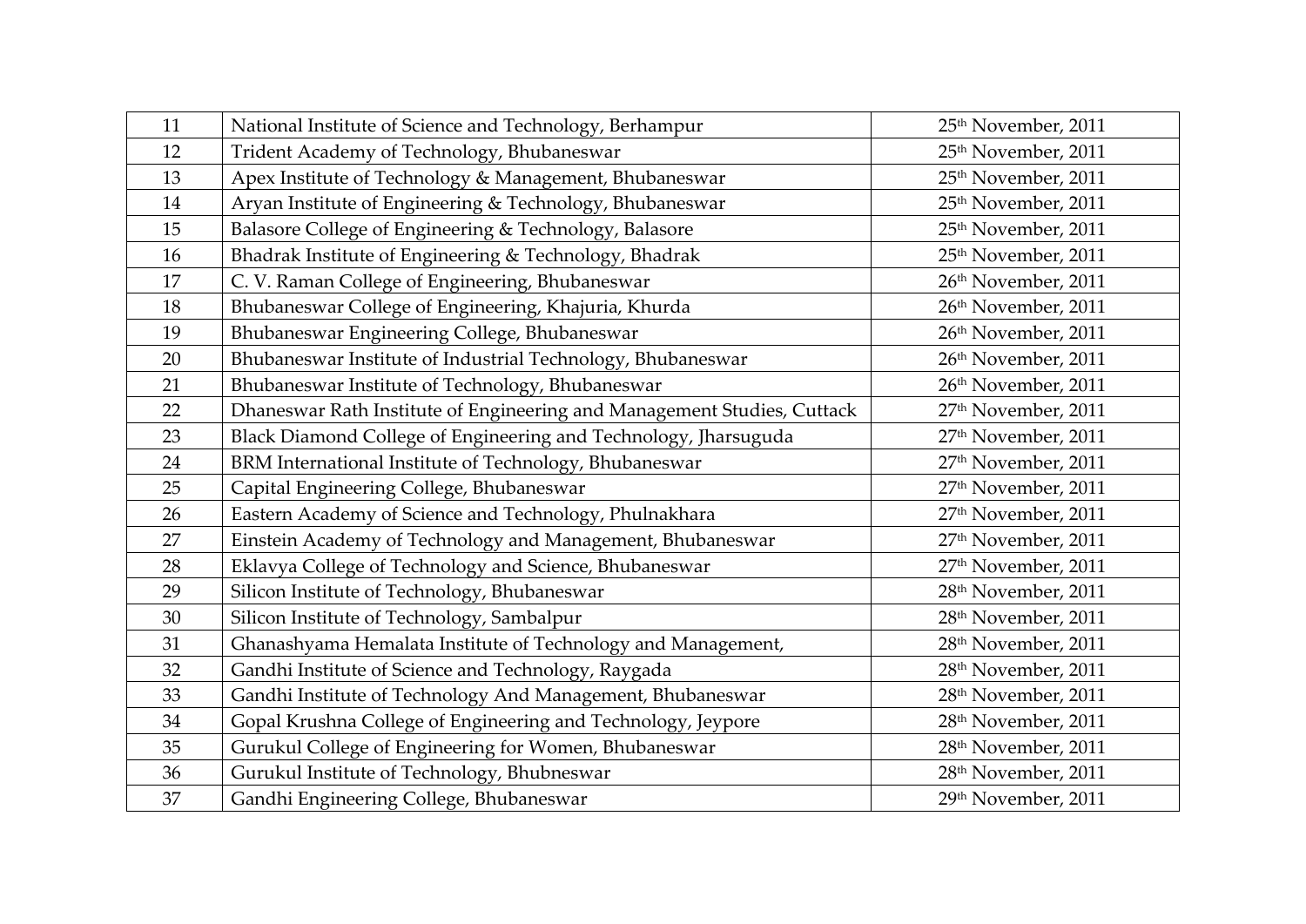| 11 | National Institute of Science and Technology, Berhampur | 25th November, 2011 |
|---|---|---|
| 12 | Trident Academy of Technology, Bhubaneswar | 25th November, 2011 |
| 13 | Apex Institute of Technology & Management, Bhubaneswar | 25th November, 2011 |
| 14 | Aryan Institute of Engineering & Technology, Bhubaneswar | 25th November, 2011 |
| 15 | Balasore College of Engineering & Technology, Balasore | 25th November, 2011 |
| 16 | Bhadrak Institute of Engineering & Technology, Bhadrak | 25th November, 2011 |
| 17 | C. V. Raman College of Engineering, Bhubaneswar | 26th November, 2011 |
| 18 | Bhubaneswar College of Engineering, Khajuria, Khurda | 26th November, 2011 |
| 19 | Bhubaneswar Engineering College, Bhubaneswar | 26th November, 2011 |
| 20 | Bhubaneswar Institute of Industrial Technology, Bhubaneswar | 26th November, 2011 |
| 21 | Bhubaneswar Institute of Technology, Bhubaneswar | 26th November, 2011 |
| 22 | Dhaneswar Rath Institute of Engineering and Management Studies, Cuttack | 27th November, 2011 |
| 23 | Black Diamond College of Engineering and Technology, Jharsuguda | 27th November, 2011 |
| 24 | BRM International Institute of Technology, Bhubaneswar | 27th November, 2011 |
| 25 | Capital Engineering College, Bhubaneswar | 27th November, 2011 |
| 26 | Eastern Academy of Science and Technology, Phulnakhara | 27th November, 2011 |
| 27 | Einstein Academy of Technology and Management, Bhubaneswar | 27th November, 2011 |
| 28 | Eklavya College of Technology and Science, Bhubaneswar | 27th November, 2011 |
| 29 | Silicon Institute of Technology, Bhubaneswar | 28th November, 2011 |
| 30 | Silicon Institute of Technology, Sambalpur | 28th November, 2011 |
| 31 | Ghanashyama Hemalata Institute of Technology and Management, | 28th November, 2011 |
| 32 | Gandhi Institute of Science and Technology, Raygada | 28th November, 2011 |
| 33 | Gandhi Institute of Technology And Management, Bhubaneswar | 28th November, 2011 |
| 34 | Gopal Krushna College of Engineering and Technology, Jeypore | 28th November, 2011 |
| 35 | Gurukul College of Engineering for Women, Bhubaneswar | 28th November, 2011 |
| 36 | Gurukul Institute of Technology, Bhubneswar | 28th November, 2011 |
| 37 | Gandhi Engineering College, Bhubaneswar | 29th November, 2011 |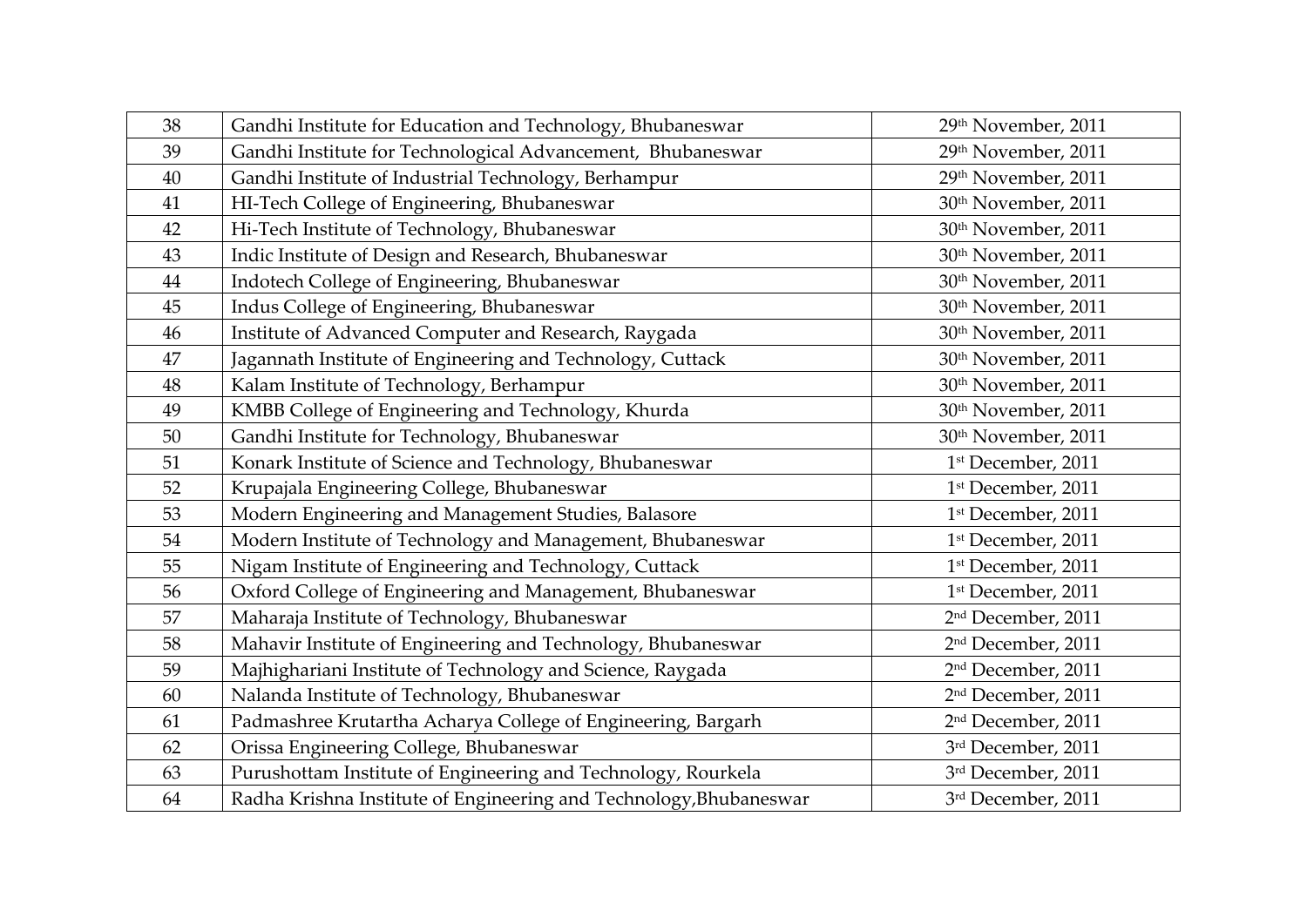| 38 | Gandhi Institute for Education and Technology, Bhubaneswar | 29th November, 2011 |
|---|---|---|
| 39 | Gandhi Institute for Technological Advancement, Bhubaneswar | 29th November, 2011 |
| 40 | Gandhi Institute of Industrial Technology, Berhampur | 29th November, 2011 |
| 41 | HI-Tech College of Engineering, Bhubaneswar | 30th November, 2011 |
| 42 | Hi-Tech Institute of Technology, Bhubaneswar | 30th November, 2011 |
| 43 | Indic Institute of Design and Research, Bhubaneswar | 30th November, 2011 |
| 44 | Indotech College of Engineering, Bhubaneswar | 30th November, 2011 |
| 45 | Indus College of Engineering, Bhubaneswar | 30th November, 2011 |
| 46 | Institute of Advanced Computer and Research, Raygada | 30th November, 2011 |
| 47 | Jagannath Institute of Engineering and Technology, Cuttack | 30th November, 2011 |
| 48 | Kalam Institute of Technology, Berhampur | 30th November, 2011 |
| 49 | KMBB College of Engineering and Technology, Khurda | 30th November, 2011 |
| 50 | Gandhi Institute for Technology, Bhubaneswar | 30th November, 2011 |
| 51 | Konark Institute of Science and Technology, Bhubaneswar | 1st December, 2011 |
| 52 | Krupajala Engineering College, Bhubaneswar | 1st December, 2011 |
| 53 | Modern Engineering and Management Studies, Balasore | 1st December, 2011 |
| 54 | Modern Institute of Technology and Management, Bhubaneswar | 1st December, 2011 |
| 55 | Nigam Institute of Engineering and Technology, Cuttack | 1st December, 2011 |
| 56 | Oxford College of Engineering and Management, Bhubaneswar | 1st December, 2011 |
| 57 | Maharaja Institute of Technology, Bhubaneswar | 2nd December, 2011 |
| 58 | Mahavir Institute of Engineering and Technology, Bhubaneswar | 2nd December, 2011 |
| 59 | Majhighariani Institute of Technology and Science, Raygada | 2nd December, 2011 |
| 60 | Nalanda Institute of Technology, Bhubaneswar | 2nd December, 2011 |
| 61 | Padmashree Krutartha Acharya College of Engineering, Bargarh | 2nd December, 2011 |
| 62 | Orissa Engineering College, Bhubaneswar | 3rd December, 2011 |
| 63 | Purushottam Institute of Engineering and Technology, Rourkela | 3rd December, 2011 |
| 64 | Radha Krishna Institute of Engineering and Technology,Bhubaneswar | 3rd December, 2011 |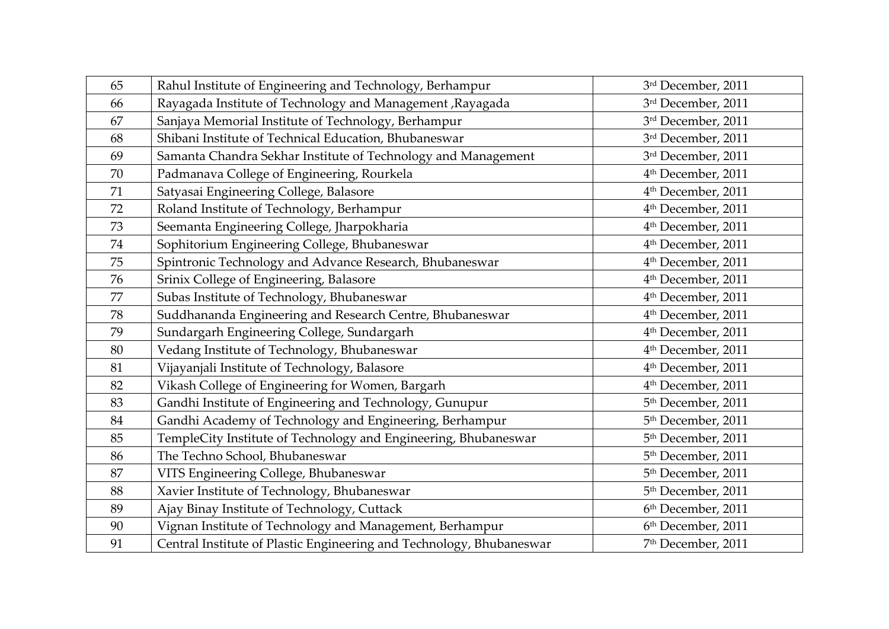| 65 | Rahul Institute of Engineering and Technology, Berhampur | 3rd December, 2011 |
|---|---|---|
| 66 | Rayagada Institute of Technology and Management ,Rayagada | 3rd December, 2011 |
| 67 | Sanjaya Memorial Institute of Technology, Berhampur | 3rd December, 2011 |
| 68 | Shibani Institute of Technical Education, Bhubaneswar | 3rd December, 2011 |
| 69 | Samanta Chandra Sekhar Institute of Technology and Management | 3rd December, 2011 |
| 70 | Padmanava College of Engineering, Rourkela | 4th December, 2011 |
| 71 | Satyasai Engineering College, Balasore | 4th December, 2011 |
| 72 | Roland Institute of Technology, Berhampur | 4th December, 2011 |
| 73 | Seemanta Engineering College, Jharpokharia | 4th December, 2011 |
| 74 | Sophitorium Engineering College, Bhubaneswar | 4th December, 2011 |
| 75 | Spintronic Technology and Advance Research, Bhubaneswar | 4th December, 2011 |
| 76 | Srinix College of Engineering, Balasore | 4th December, 2011 |
| 77 | Subas Institute of Technology, Bhubaneswar | 4th December, 2011 |
| 78 | Suddhananda Engineering and Research Centre, Bhubaneswar | 4th December, 2011 |
| 79 | Sundargarh Engineering College, Sundargarh | 4th December, 2011 |
| 80 | Vedang Institute of Technology, Bhubaneswar | 4th December, 2011 |
| 81 | Vijayanjali Institute of Technology, Balasore | 4th December, 2011 |
| 82 | Vikash College of Engineering for Women, Bargarh | 4th December, 2011 |
| 83 | Gandhi Institute of Engineering and Technology, Gunupur | 5th December, 2011 |
| 84 | Gandhi Academy of Technology and Engineering, Berhampur | 5th December, 2011 |
| 85 | TempleCity Institute of Technology and Engineering, Bhubaneswar | 5th December, 2011 |
| 86 | The Techno School, Bhubaneswar | 5th December, 2011 |
| 87 | VITS Engineering College, Bhubaneswar | 5th December, 2011 |
| 88 | Xavier Institute of Technology, Bhubaneswar | 5th December, 2011 |
| 89 | Ajay Binay Institute of Technology, Cuttack | 6th December, 2011 |
| 90 | Vignan Institute of Technology and Management, Berhampur | 6th December, 2011 |
| 91 | Central Institute of Plastic Engineering and Technology, Bhubaneswar | 7th December, 2011 |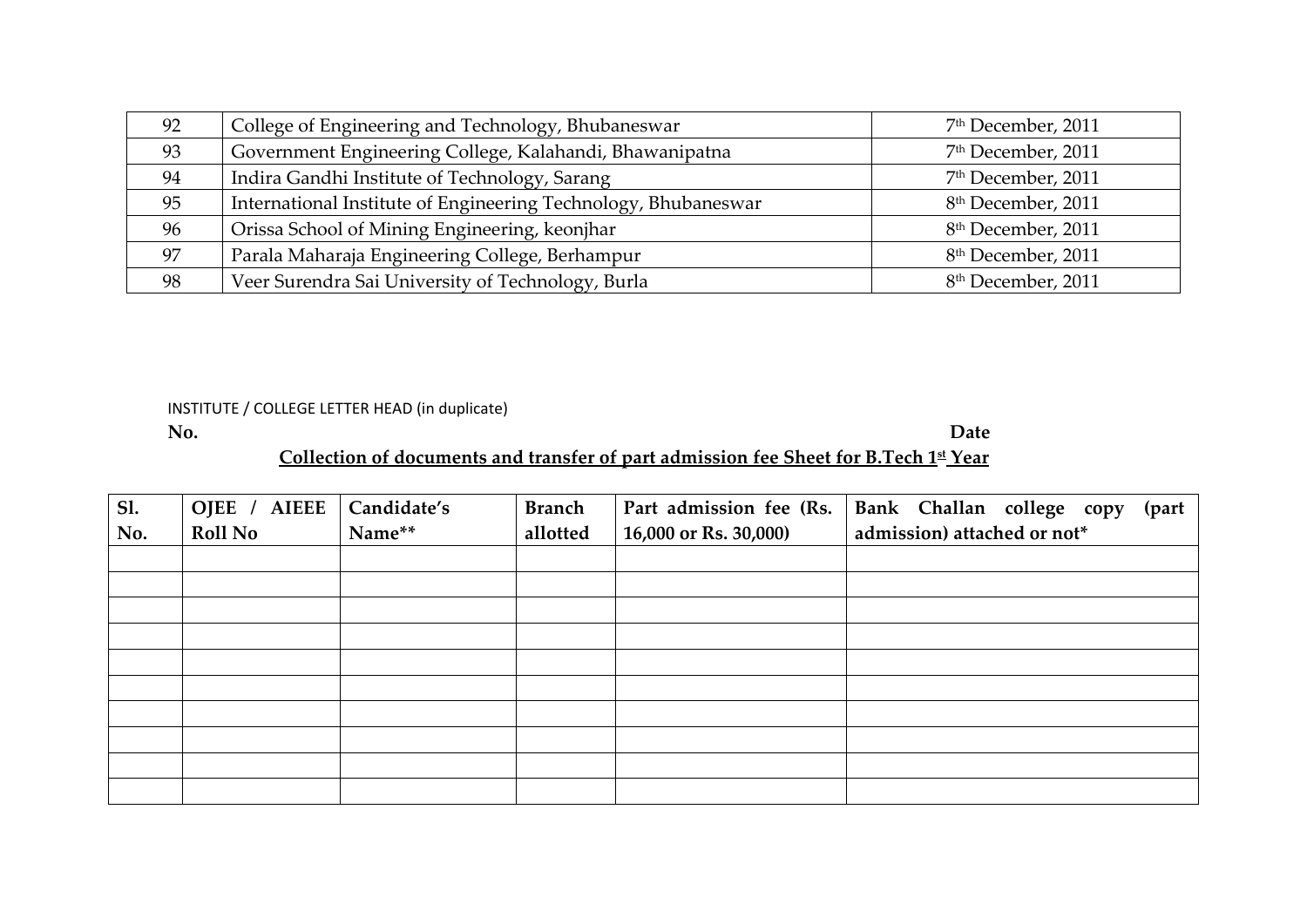| 92 | College of Engineering and Technology, Bhubaneswar | 7th December, 2011 |
|---|---|---|
| 93 | Government Engineering College, Kalahandi, Bhawanipatna | 7th December, 2011 |
| 94 | Indira Gandhi Institute of Technology, Sarang | 7th December, 2011 |
| 95 | International Institute of Engineering Technology, Bhubaneswar | 8th December, 2011 |
| 96 | Orissa School of Mining Engineering, keonjhar | 8th December, 2011 |
| 97 | Parala Maharaja Engineering College, Berhampur | 8th December, 2011 |
| 98 | Veer Surendra Sai University of Technology, Burla | 8th December, 2011 |

INSTITUTE / COLLEGE LETTER HEAD (in duplicate)

**No.** **Date**

**Collection of documents and transfer of part admission fee Sheet for B.Tech 1st Year**

| Sl. No. | OJEE / AIEEE Roll No | Candidate's Name** | Branch allotted | Part admission fee (Rs. 16,000 or Rs. 30,000) | Bank Challan college copy (part admission) attached or not* |
|---|---|---|---|---|---|
| | | | | | |
| | | | | | |
| | | | | | |
| | | | | | |
| | | | | | |
| | | | | | |
| | | | | | |
| | | | | | |
| | | | | | |
| | | | | | |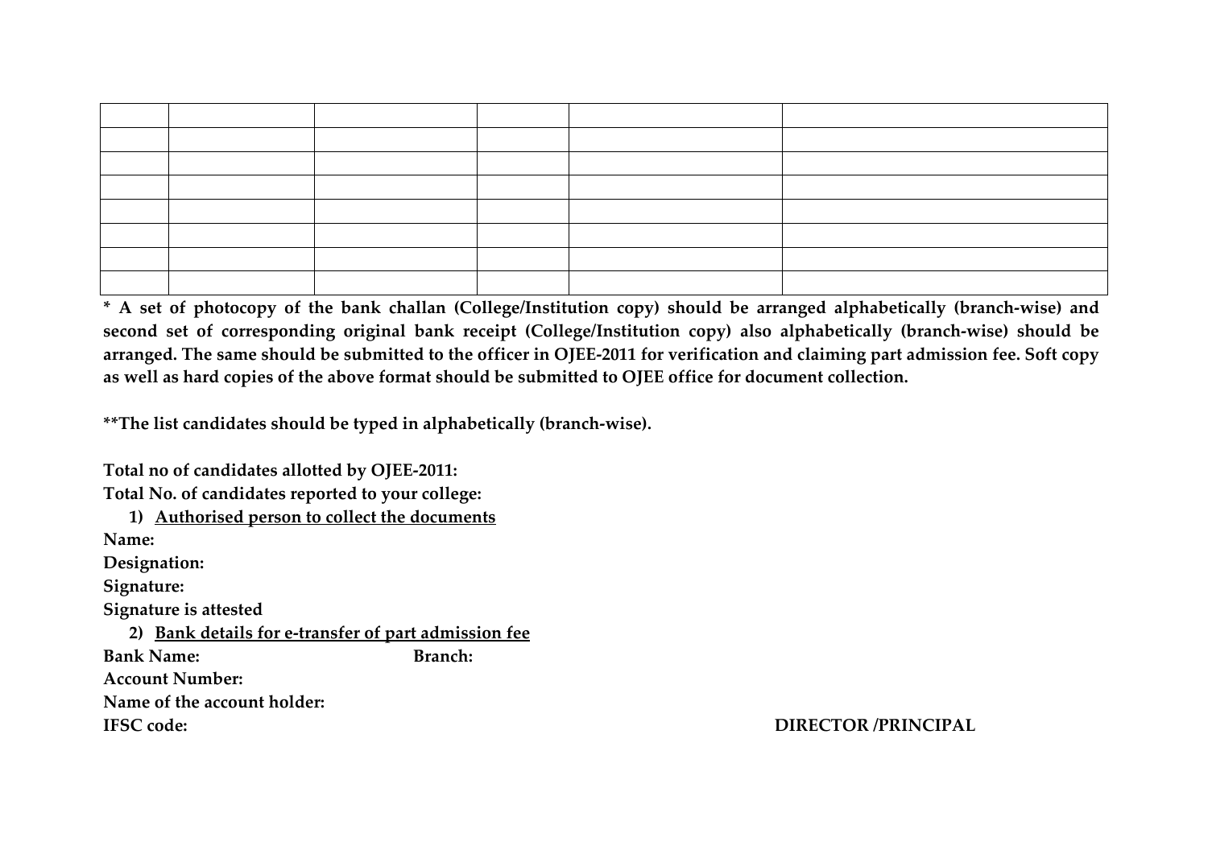| | | | | | |
|---|---|---|---|---|---|
| | | | | | |
| | | | | | |
| | | | | | |
| | | | | | |
| | | | | | |
| | | | | | |
| | | | | | |
| | | | | | |

**\* A set of photocopy of the bank challan (College/Institution copy) should be arranged alphabetically (branch-wise) and second set of corresponding original bank receipt (College/Institution copy) also alphabetically (branch-wise) should be arranged. The same should be submitted to the officer in OJEE-2011 for verification and claiming part admission fee. Soft copy as well as hard copies of the above format should be submitted to OJEE office for document collection.**

**\*\*The list candidates should be typed in alphabetically (branch-wise).**

**Total no of candidates allotted by OJEE-2011:**

**Total No. of candidates reported to your college:**

1) **<u>Authorised person to collect the documents</u>**

**Name:**

**Designation:**

**Signature:**

**Signature is attested**

2) **<u>Bank details for e-transfer of part admission fee</u>**

**Bank Name:** **Branch:**

**Account Number:**

**Name of the account holder:**

**IFSC code:**

**DIRECTOR /PRINCIPAL**